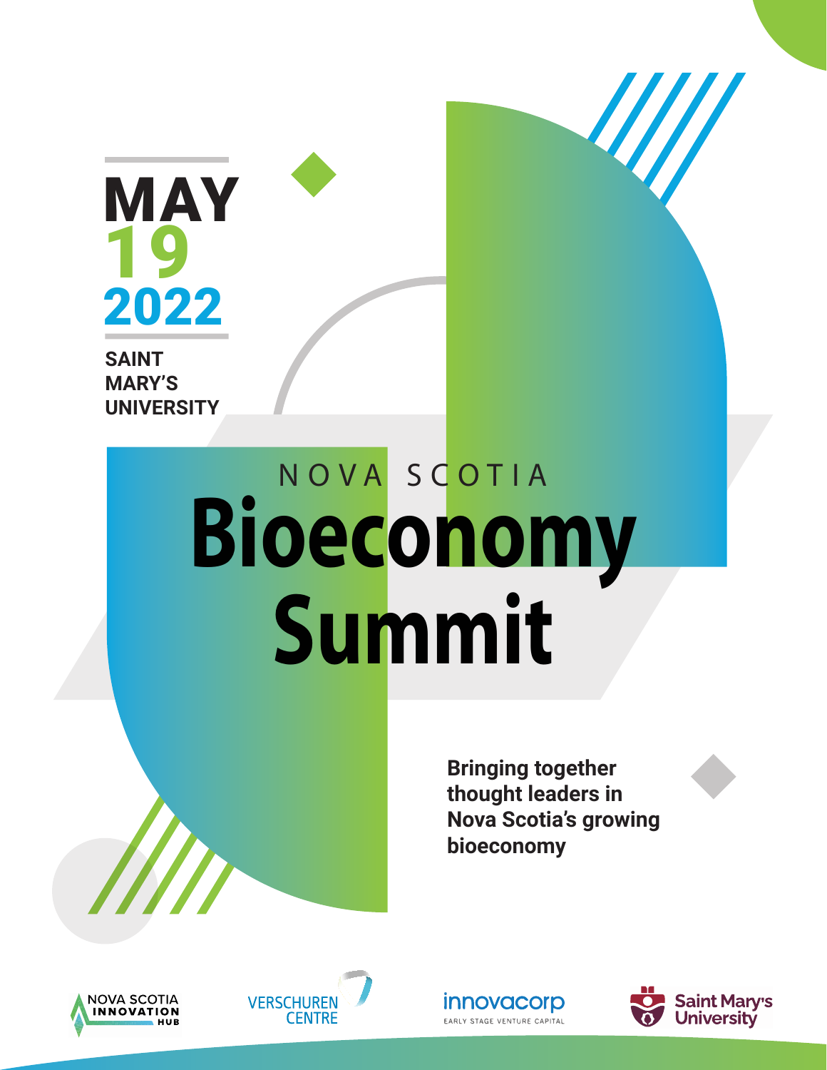**MAY**
**19**
**2022**

**SAINT MARY'S UNIVERSITY**

NOVA SCOTIA

# Bioeconomy Summit

**Bringing together thought leaders in Nova Scotia's growing bioeconomy**

NOVA SCOTIA INNOVATION HUB

VERSCHUREN CENTRE

innovacorp
EARLY STAGE VENTURE CAPITAL

Saint Mary's University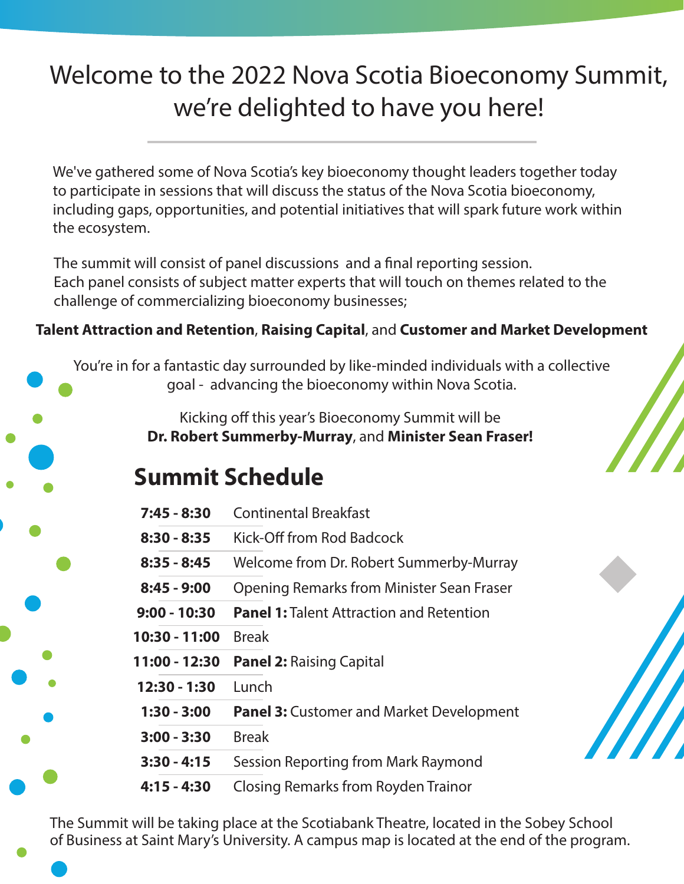# Welcome to the 2022 Nova Scotia Bioeconomy Summit, we're delighted to have you here!

We've gathered some of Nova Scotia's key bioeconomy thought leaders together today to participate in sessions that will discuss the status of the Nova Scotia bioeconomy, including gaps, opportunities, and potential initiatives that will spark future work within the ecosystem.

The summit will consist of panel discussions and a final reporting session. Each panel consists of subject matter experts that will touch on themes related to the challenge of commercializing bioeconomy businesses;

**Talent Attraction and Retention**, **Raising Capital**, and **Customer and Market Development**

You're in for a fantastic day surrounded by like-minded individuals with a collective goal - advancing the bioeconomy within Nova Scotia.

Kicking off this year's Bioeconomy Summit will be **Dr. Robert Summerby-Murray**, and **Minister Sean Fraser!**

## Summit Schedule

| Time | Session |
|---|---|
| **7:45 - 8:30** | Continental Breakfast |
| **8:30 - 8:35** | Kick-Off from Rod Badcock |
| **8:35 - 8:45** | Welcome from Dr. Robert Summerby-Murray |
| **8:45 - 9:00** | Opening Remarks from Minister Sean Fraser |
| **9:00 - 10:30** | **Panel 1:** Talent Attraction and Retention |
| **10:30 - 11:00** | Break |
| **11:00 - 12:30** | **Panel 2:** Raising Capital |
| **12:30 - 1:30** | Lunch |
| **1:30 - 3:00** | **Panel 3:** Customer and Market Development |
| **3:00 - 3:30** | Break |
| **3:30 - 4:15** | Session Reporting from Mark Raymond |
| **4:15 - 4:30** | Closing Remarks from Royden Trainor |

The Summit will be taking place at the Scotiabank Theatre, located in the Sobey School of Business at Saint Mary's University. A campus map is located at the end of the program.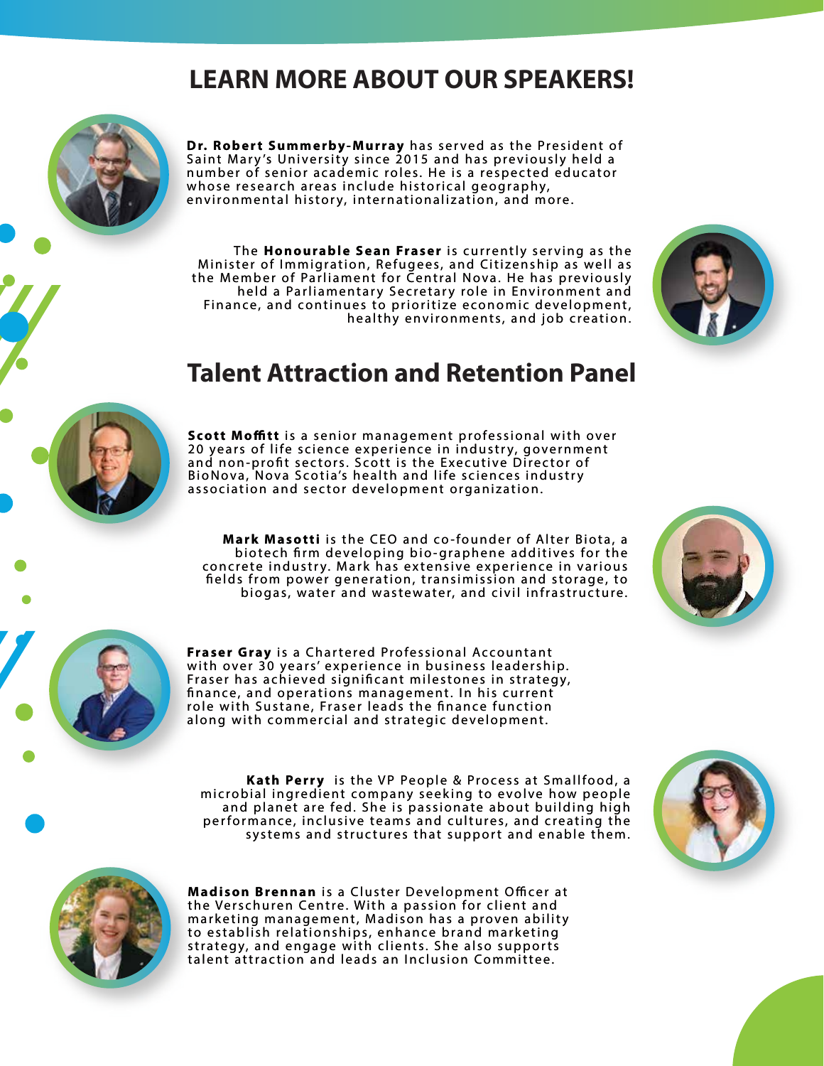# LEARN MORE ABOUT OUR SPEAKERS!

**Dr. Robert Summerby-Murray** has served as the President of Saint Mary's University since 2015 and has previously held a number of senior academic roles. He is a respected educator whose research areas include historical geography, environmental history, internationalization, and more.

The **Honourable Sean Fraser** is currently serving as the Minister of Immigration, Refugees, and Citizenship as well as the Member of Parliament for Central Nova. He has previously held a Parliamentary Secretary role in Environment and Finance, and continues to prioritize economic development, healthy environments, and job creation.

# Talent Attraction and Retention Panel

**Scott Moffitt** is a senior management professional with over 20 years of life science experience in industry, government and non-profit sectors. Scott is the Executive Director of BioNova, Nova Scotia's health and life sciences industry association and sector development organization.

**Mark Masotti** is the CEO and co-founder of Alter Biota, a biotech firm developing bio-graphene additives for the concrete industry. Mark has extensive experience in various fields from power generation, transimission and storage, to biogas, water and wastewater, and civil infrastructure.

**Fraser Gray** is a Chartered Professional Accountant with over 30 years' experience in business leadership. Fraser has achieved significant milestones in strategy, finance, and operations management. In his current role with Sustane, Fraser leads the finance function along with commercial and strategic development.

**Kath Perry** is the VP People & Process at Smallfood, a microbial ingredient company seeking to evolve how people and planet are fed. She is passionate about building high performance, inclusive teams and cultures, and creating the systems and structures that support and enable them.

**Madison Brennan** is a Cluster Development Officer at the Verschuren Centre. With a passion for client and marketing management, Madison has a proven ability to establish relationships, enhance brand marketing strategy, and engage with clients. She also supports talent attraction and leads an Inclusion Committee.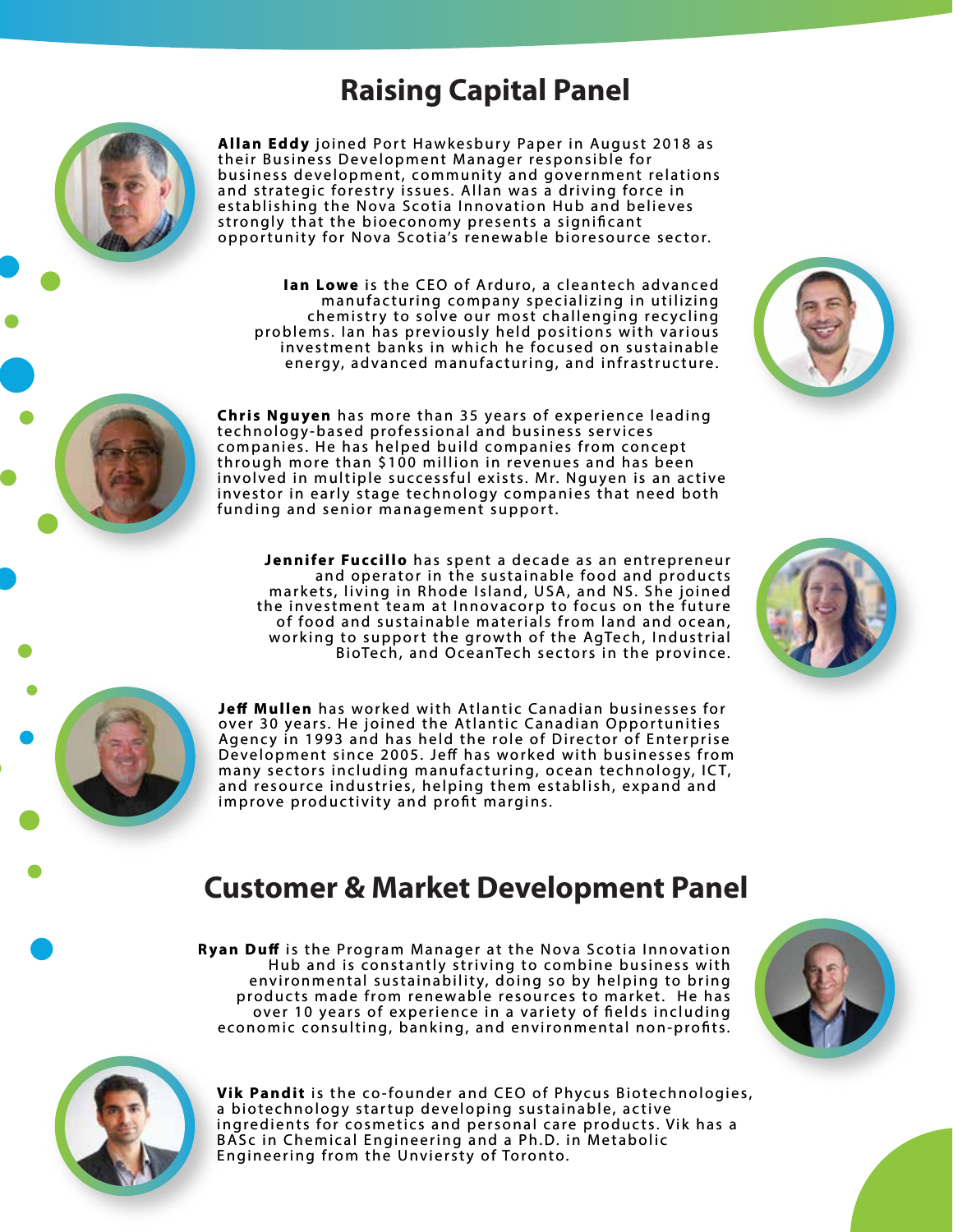# Raising Capital Panel

**Allan Eddy** joined Port Hawkesbury Paper in August 2018 as their Business Development Manager responsible for business development, community and government relations and strategic forestry issues. Allan was a driving force in establishing the Nova Scotia Innovation Hub and believes strongly that the bioeconomy presents a significant opportunity for Nova Scotia's renewable bioresource sector.

**Ian Lowe** is the CEO of Arduro, a cleantech advanced manufacturing company specializing in utilizing chemistry to solve our most challenging recycling problems. Ian has previously held positions with various investment banks in which he focused on sustainable energy, advanced manufacturing, and infrastructure.

**Chris Nguyen** has more than 35 years of experience leading technology-based professional and business services companies. He has helped build companies from concept through more than $100 million in revenues and has been involved in multiple successful exists. Mr. Nguyen is an active investor in early stage technology companies that need both funding and senior management support.

**Jennifer Fuccillo** has spent a decade as an entrepreneur and operator in the sustainable food and products markets, living in Rhode Island, USA, and NS. She joined the investment team at Innovacorp to focus on the future of food and sustainable materials from land and ocean, working to support the growth of the AgTech, Industrial BioTech, and OceanTech sectors in the province.

**Jeff Mullen** has worked with Atlantic Canadian businesses for over 30 years. He joined the Atlantic Canadian Opportunities Agency in 1993 and has held the role of Director of Enterprise Development since 2005. Jeff has worked with businesses from many sectors including manufacturing, ocean technology, ICT, and resource industries, helping them establish, expand and improve productivity and profit margins.

# Customer & Market Development Panel

**Ryan Duff** is the Program Manager at the Nova Scotia Innovation Hub and is constantly striving to combine business with environmental sustainability, doing so by helping to bring products made from renewable resources to market. He has over 10 years of experience in a variety of fields including economic consulting, banking, and environmental non-profits.

**Vik Pandit** is the co-founder and CEO of Phycus Biotechnologies, a biotechnology startup developing sustainable, active ingredients for cosmetics and personal care products. Vik has a BASc in Chemical Engineering and a Ph.D. in Metabolic Engineering from the Unviersty of Toronto.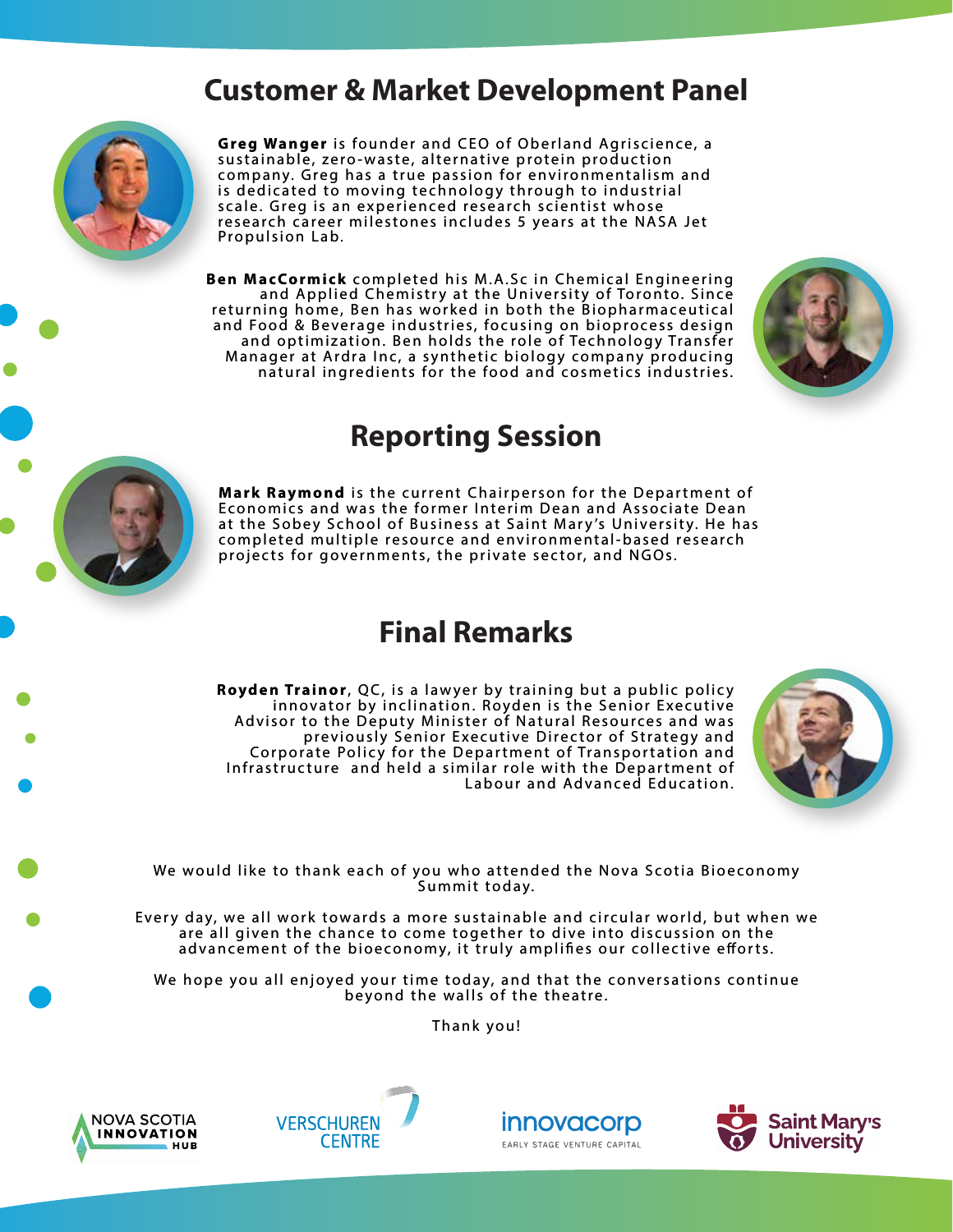## Customer & Market Development Panel

**Greg Wanger** is founder and CEO of Oberland Agriscience, a sustainable, zero-waste, alternative protein production company. Greg has a true passion for environmentalism and is dedicated to moving technology through to industrial scale. Greg is an experienced research scientist whose research career milestones includes 5 years at the NASA Jet Propulsion Lab.

**Ben MacCormick** completed his M.A.Sc in Chemical Engineering and Applied Chemistry at the University of Toronto. Since returning home, Ben has worked in both the Biopharmaceutical and Food & Beverage industries, focusing on bioprocess design and optimization. Ben holds the role of Technology Transfer Manager at Ardra Inc, a synthetic biology company producing natural ingredients for the food and cosmetics industries.

## Reporting Session

**Mark Raymond** is the current Chairperson for the Department of Economics and was the former Interim Dean and Associate Dean at the Sobey School of Business at Saint Mary's University. He has completed multiple resource and environmental-based research projects for governments, the private sector, and NGOs.

## Final Remarks

**Royden Trainor**, QC, is a lawyer by training but a public policy innovator by inclination. Royden is the Senior Executive Advisor to the Deputy Minister of Natural Resources and was previously Senior Executive Director of Strategy and Corporate Policy for the Department of Transportation and Infrastructure and held a similar role with the Department of Labour and Advanced Education.

We would like to thank each of you who attended the Nova Scotia Bioeconomy Summit today.

Every day, we all work towards a more sustainable and circular world, but when we are all given the chance to come together to dive into discussion on the advancement of the bioeconomy, it truly amplifies our collective efforts.

We hope you all enjoyed your time today, and that the conversations continue beyond the walls of the theatre.

Thank you!

NOVA SCOTIA INNOVATION HUB | VERSCHUREN CENTRE | innovacorp EARLY STAGE VENTURE CAPITAL | Saint Mary's University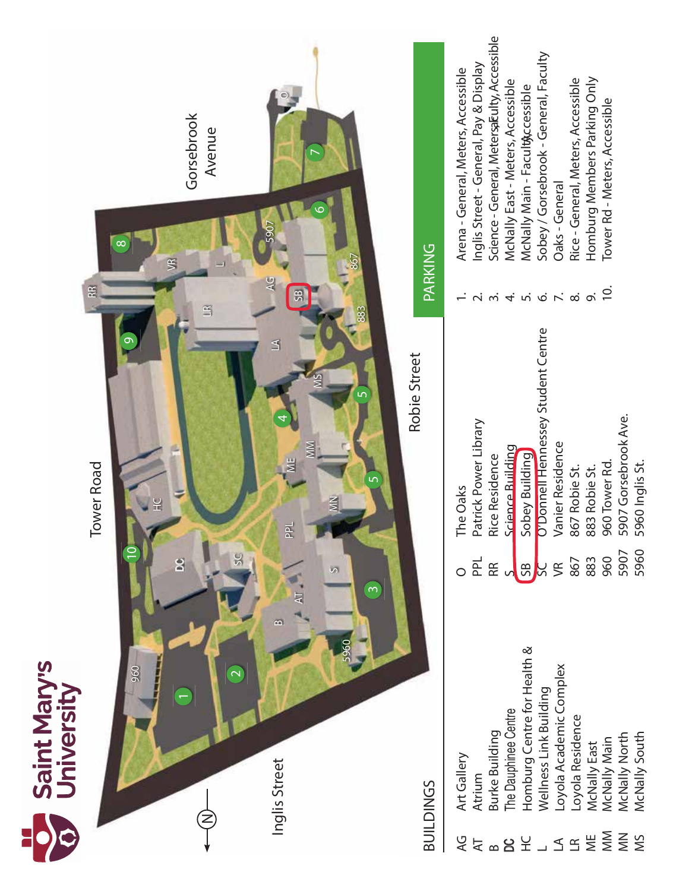# Saint Mary's University

## BUILDINGS

- AG Art Gallery
- AT Atrium
- B Burke Building
- DC The Dauphinee Centre
- HC Homburg Centre for Health & Wellness Link Building
- L Loyola Academic Complex
- LA Loyola Residence
- LR McNally East
- ME McNally Main
- MM McNally North
- MN McNally South
- MS
- O The Oaks
- PPL Patrick Power Library
- RR Rice Residence
- S Science Building
- SB Sobey Building
- SC O'Donnell Hennessey Student Centre
- VR Vanier Residence
- 867 867 Robie St.
- 883 883 Robie St.
- 960 960 Tower Rd.
- 5907 5907 Gorsebrook Ave.
- 5960 5960 Inglis St.

## PARKING

1. Arena - General, Meters, Accessible
2. Inglis Street - General, Pay & Display
3. Science - General, Meters, Faculty, Accessible
4. McNally East - Meters, Accessible
5. McNally Main - Faculty, Accessible
6. Sobey / Gorsebrook - General, Faculty
7. Oaks - General
8. Rice - General, Meters, Accessible
9. Homburg Members Parking Only
10. Tower Rd - Meters, Accessible

Tower Road

Inglis Street

Robie Street

Gorsebrook Avenue

N